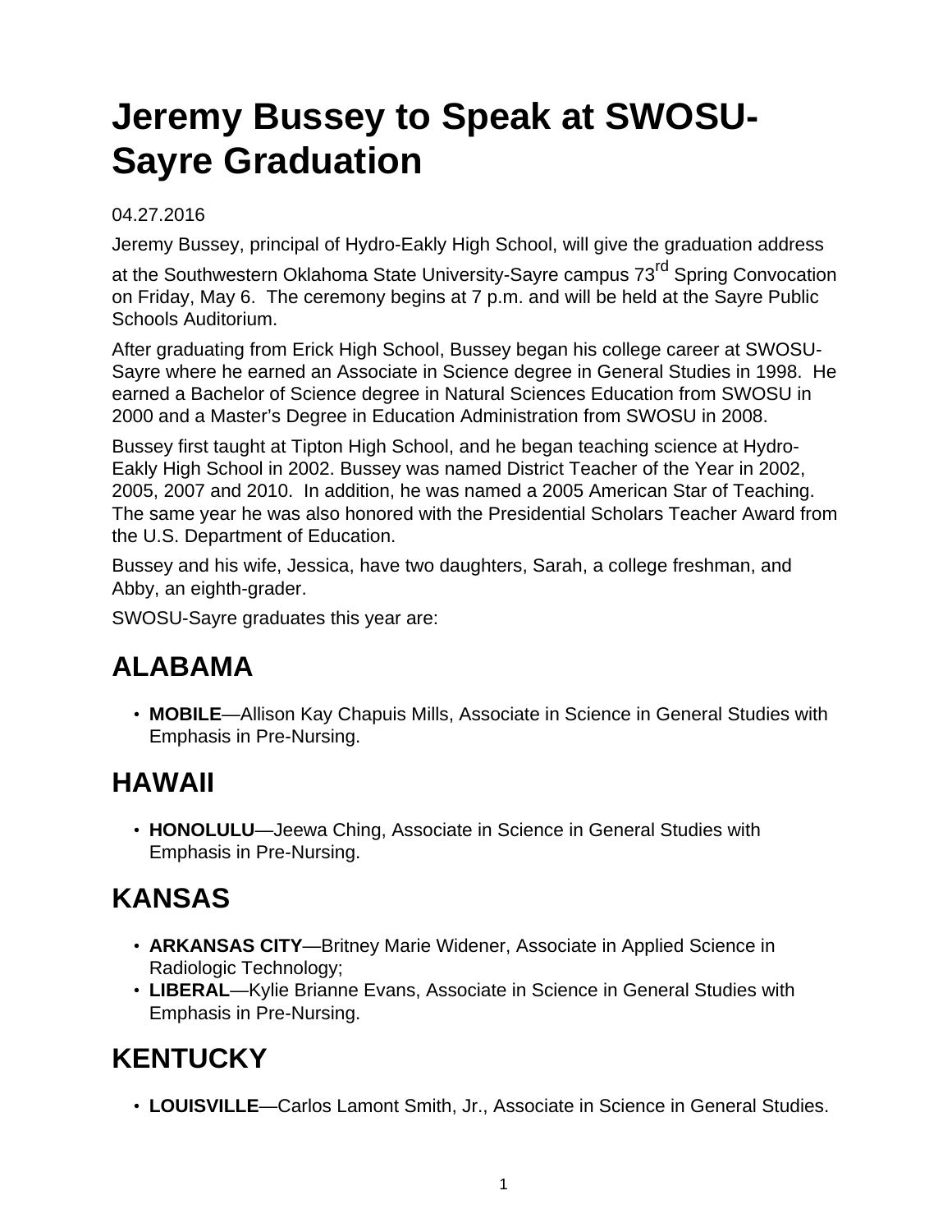# Jeremy Bussey to Speak at SWOSU-Sayre Graduation

04.27.2016

Jeremy Bussey, principal of Hydro-Eakly High School, will give the graduation address at the Southwestern Oklahoma State University-Sayre campus 73rd Spring Convocation on Friday, May 6. The ceremony begins at 7 p.m. and will be held at the Sayre Public Schools Auditorium.

After graduating from Erick High School, Bussey began his college career at SWOSU-Sayre where he earned an Associate in Science degree in General Studies in 1998. He earned a Bachelor of Science degree in Natural Sciences Education from SWOSU in 2000 and a Master's Degree in Education Administration from SWOSU in 2008.

Bussey first taught at Tipton High School, and he began teaching science at Hydro-Eakly High School in 2002. Bussey was named District Teacher of the Year in 2002, 2005, 2007 and 2010. In addition, he was named a 2005 American Star of Teaching. The same year he was also honored with the Presidential Scholars Teacher Award from the U.S. Department of Education.

Bussey and his wife, Jessica, have two daughters, Sarah, a college freshman, and Abby, an eighth-grader.

SWOSU-Sayre graduates this year are:

## ALABAMA

- **MOBILE**—Allison Kay Chapuis Mills, Associate in Science in General Studies with Emphasis in Pre-Nursing.

## HAWAII

- **HONOLULU**—Jeewa Ching, Associate in Science in General Studies with Emphasis in Pre-Nursing.

## KANSAS

- **ARKANSAS CITY**—Britney Marie Widener, Associate in Applied Science in Radiologic Technology;
- **LIBERAL**—Kylie Brianne Evans, Associate in Science in General Studies with Emphasis in Pre-Nursing.

## KENTUCKY

- **LOUISVILLE**—Carlos Lamont Smith, Jr., Associate in Science in General Studies.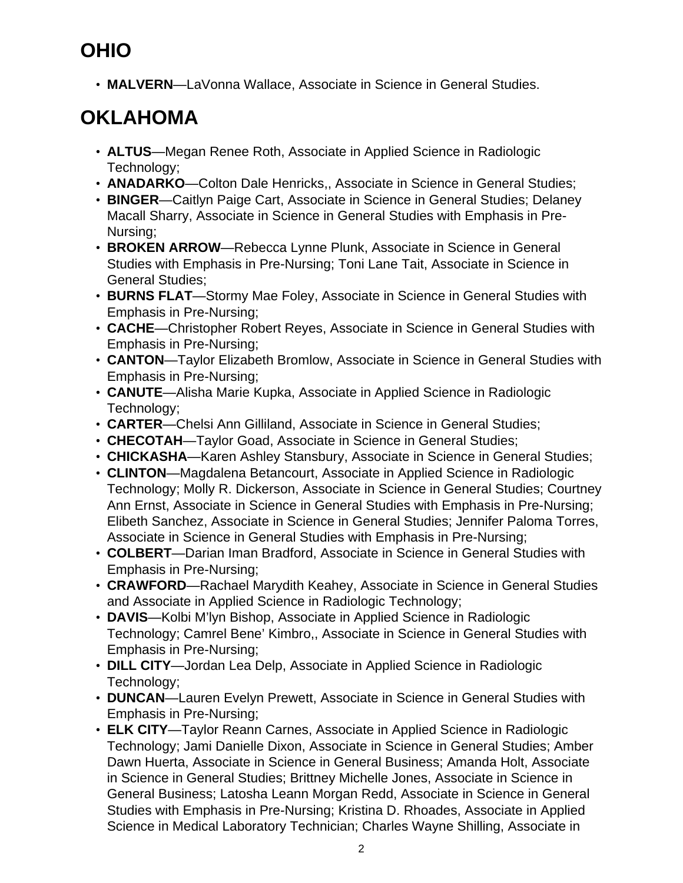# OHIO

- **MALVERN**—LaVonna Wallace, Associate in Science in General Studies.

# OKLAHOMA

- **ALTUS**—Megan Renee Roth, Associate in Applied Science in Radiologic Technology;
- **ANADARKO**—Colton Dale Henricks,, Associate in Science in General Studies;
- **BINGER**—Caitlyn Paige Cart, Associate in Science in General Studies; Delaney Macall Sharry, Associate in Science in General Studies with Emphasis in Pre-Nursing;
- **BROKEN ARROW**—Rebecca Lynne Plunk, Associate in Science in General Studies with Emphasis in Pre-Nursing; Toni Lane Tait, Associate in Science in General Studies;
- **BURNS FLAT**—Stormy Mae Foley, Associate in Science in General Studies with Emphasis in Pre-Nursing;
- **CACHE**—Christopher Robert Reyes, Associate in Science in General Studies with Emphasis in Pre-Nursing;
- **CANTON**—Taylor Elizabeth Bromlow, Associate in Science in General Studies with Emphasis in Pre-Nursing;
- **CANUTE**—Alisha Marie Kupka, Associate in Applied Science in Radiologic Technology;
- **CARTER**—Chelsi Ann Gilliland, Associate in Science in General Studies;
- **CHECOTAH**—Taylor Goad, Associate in Science in General Studies;
- **CHICKASHA**—Karen Ashley Stansbury, Associate in Science in General Studies;
- **CLINTON**—Magdalena Betancourt, Associate in Applied Science in Radiologic Technology; Molly R. Dickerson, Associate in Science in General Studies; Courtney Ann Ernst, Associate in Science in General Studies with Emphasis in Pre-Nursing; Elibeth Sanchez, Associate in Science in General Studies; Jennifer Paloma Torres, Associate in Science in General Studies with Emphasis in Pre-Nursing;
- **COLBERT**—Darian Iman Bradford, Associate in Science in General Studies with Emphasis in Pre-Nursing;
- **CRAWFORD**—Rachael Marydith Keahey, Associate in Science in General Studies and Associate in Applied Science in Radiologic Technology;
- **DAVIS**—Kolbi M'lyn Bishop, Associate in Applied Science in Radiologic Technology; Camrel Bene' Kimbro,, Associate in Science in General Studies with Emphasis in Pre-Nursing;
- **DILL CITY**—Jordan Lea Delp, Associate in Applied Science in Radiologic Technology;
- **DUNCAN**—Lauren Evelyn Prewett, Associate in Science in General Studies with Emphasis in Pre-Nursing;
- **ELK CITY**—Taylor Reann Carnes, Associate in Applied Science in Radiologic Technology; Jami Danielle Dixon, Associate in Science in General Studies; Amber Dawn Huerta, Associate in Science in General Business; Amanda Holt, Associate in Science in General Studies; Brittney Michelle Jones, Associate in Science in General Business; Latosha Leann Morgan Redd, Associate in Science in General Studies with Emphasis in Pre-Nursing; Kristina D. Rhoades, Associate in Applied Science in Medical Laboratory Technician; Charles Wayne Shilling, Associate in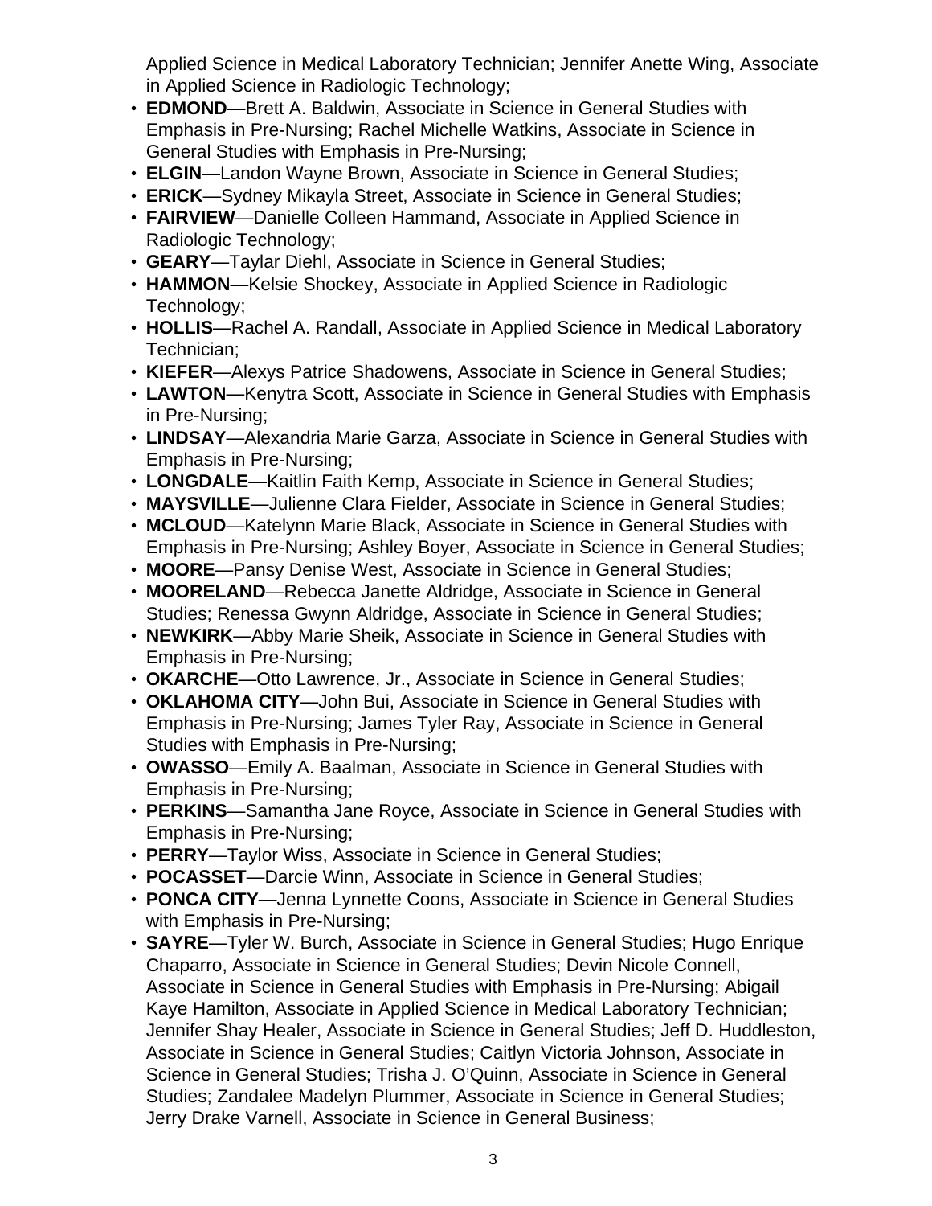Applied Science in Medical Laboratory Technician; Jennifer Anette Wing, Associate in Applied Science in Radiologic Technology;

- **EDMOND**—Brett A. Baldwin, Associate in Science in General Studies with Emphasis in Pre-Nursing; Rachel Michelle Watkins, Associate in Science in General Studies with Emphasis in Pre-Nursing;
- **ELGIN**—Landon Wayne Brown, Associate in Science in General Studies;
- **ERICK**—Sydney Mikayla Street, Associate in Science in General Studies;
- **FAIRVIEW**—Danielle Colleen Hammand, Associate in Applied Science in Radiologic Technology;
- **GEARY**—Taylar Diehl, Associate in Science in General Studies;
- **HAMMON**—Kelsie Shockey, Associate in Applied Science in Radiologic Technology;
- **HOLLIS**—Rachel A. Randall, Associate in Applied Science in Medical Laboratory Technician;
- **KIEFER**—Alexys Patrice Shadowens, Associate in Science in General Studies;
- **LAWTON**—Kenytra Scott, Associate in Science in General Studies with Emphasis in Pre-Nursing;
- **LINDSAY**—Alexandria Marie Garza, Associate in Science in General Studies with Emphasis in Pre-Nursing;
- **LONGDALE**—Kaitlin Faith Kemp, Associate in Science in General Studies;
- **MAYSVILLE**—Julienne Clara Fielder, Associate in Science in General Studies;
- **MCLOUD**—Katelynn Marie Black, Associate in Science in General Studies with Emphasis in Pre-Nursing; Ashley Boyer, Associate in Science in General Studies;
- **MOORE**—Pansy Denise West, Associate in Science in General Studies;
- **MOORELAND**—Rebecca Janette Aldridge, Associate in Science in General Studies; Renessa Gwynn Aldridge, Associate in Science in General Studies;
- **NEWKIRK**—Abby Marie Sheik, Associate in Science in General Studies with Emphasis in Pre-Nursing;
- **OKARCHE**—Otto Lawrence, Jr., Associate in Science in General Studies;
- **OKLAHOMA CITY**—John Bui, Associate in Science in General Studies with Emphasis in Pre-Nursing; James Tyler Ray, Associate in Science in General Studies with Emphasis in Pre-Nursing;
- **OWASSO**—Emily A. Baalman, Associate in Science in General Studies with Emphasis in Pre-Nursing;
- **PERKINS**—Samantha Jane Royce, Associate in Science in General Studies with Emphasis in Pre-Nursing;
- **PERRY**—Taylor Wiss, Associate in Science in General Studies;
- **POCASSET**—Darcie Winn, Associate in Science in General Studies;
- **PONCA CITY**—Jenna Lynnette Coons, Associate in Science in General Studies with Emphasis in Pre-Nursing;
- **SAYRE**—Tyler W. Burch, Associate in Science in General Studies; Hugo Enrique Chaparro, Associate in Science in General Studies; Devin Nicole Connell, Associate in Science in General Studies with Emphasis in Pre-Nursing; Abigail Kaye Hamilton, Associate in Applied Science in Medical Laboratory Technician; Jennifer Shay Healer, Associate in Science in General Studies; Jeff D. Huddleston, Associate in Science in General Studies; Caitlyn Victoria Johnson, Associate in Science in General Studies; Trisha J. O'Quinn, Associate in Science in General Studies; Zandalee Madelyn Plummer, Associate in Science in General Studies; Jerry Drake Varnell, Associate in Science in General Business;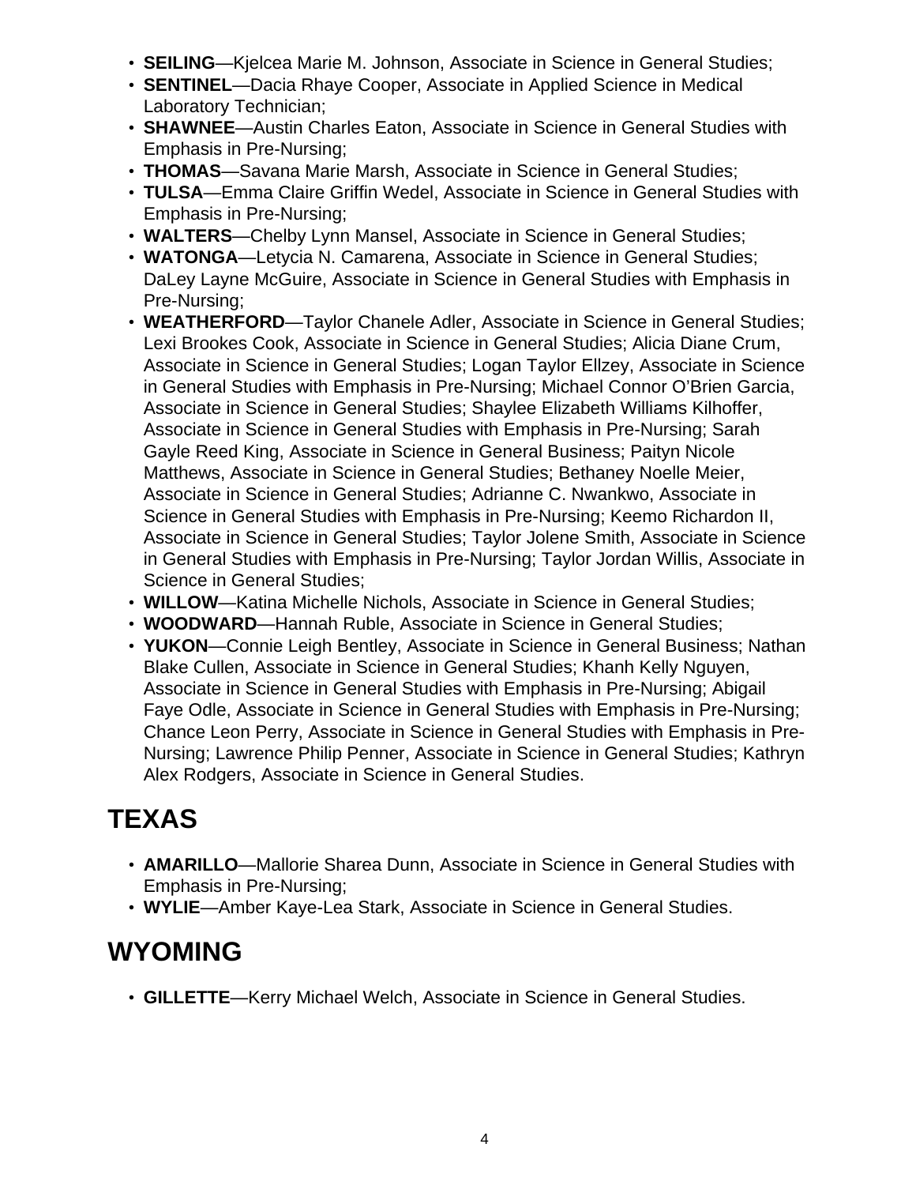- **SEILING**—Kjelcea Marie M. Johnson, Associate in Science in General Studies;
- **SENTINEL**—Dacia Rhaye Cooper, Associate in Applied Science in Medical Laboratory Technician;
- **SHAWNEE**—Austin Charles Eaton, Associate in Science in General Studies with Emphasis in Pre-Nursing;
- **THOMAS**—Savana Marie Marsh, Associate in Science in General Studies;
- **TULSA**—Emma Claire Griffin Wedel, Associate in Science in General Studies with Emphasis in Pre-Nursing;
- **WALTERS**—Chelby Lynn Mansel, Associate in Science in General Studies;
- **WATONGA**—Letycia N. Camarena, Associate in Science in General Studies; DaLey Layne McGuire, Associate in Science in General Studies with Emphasis in Pre-Nursing;
- **WEATHERFORD**—Taylor Chanele Adler, Associate in Science in General Studies; Lexi Brookes Cook, Associate in Science in General Studies; Alicia Diane Crum, Associate in Science in General Studies; Logan Taylor Ellzey, Associate in Science in General Studies with Emphasis in Pre-Nursing; Michael Connor O'Brien Garcia, Associate in Science in General Studies; Shaylee Elizabeth Williams Kilhoffer, Associate in Science in General Studies with Emphasis in Pre-Nursing; Sarah Gayle Reed King, Associate in Science in General Business; Paityn Nicole Matthews, Associate in Science in General Studies; Bethaney Noelle Meier, Associate in Science in General Studies; Adrianne C. Nwankwo, Associate in Science in General Studies with Emphasis in Pre-Nursing; Keemo Richardon II, Associate in Science in General Studies; Taylor Jolene Smith, Associate in Science in General Studies with Emphasis in Pre-Nursing; Taylor Jordan Willis, Associate in Science in General Studies;
- **WILLOW**—Katina Michelle Nichols, Associate in Science in General Studies;
- **WOODWARD**—Hannah Ruble, Associate in Science in General Studies;
- **YUKON**—Connie Leigh Bentley, Associate in Science in General Business; Nathan Blake Cullen, Associate in Science in General Studies; Khanh Kelly Nguyen, Associate in Science in General Studies with Emphasis in Pre-Nursing; Abigail Faye Odle, Associate in Science in General Studies with Emphasis in Pre-Nursing; Chance Leon Perry, Associate in Science in General Studies with Emphasis in Pre-Nursing; Lawrence Philip Penner, Associate in Science in General Studies; Kathryn Alex Rodgers, Associate in Science in General Studies.

# TEXAS

- **AMARILLO**—Mallorie Sharea Dunn, Associate in Science in General Studies with Emphasis in Pre-Nursing;
- **WYLIE**—Amber Kaye-Lea Stark, Associate in Science in General Studies.

# WYOMING

- **GILLETTE**—Kerry Michael Welch, Associate in Science in General Studies.